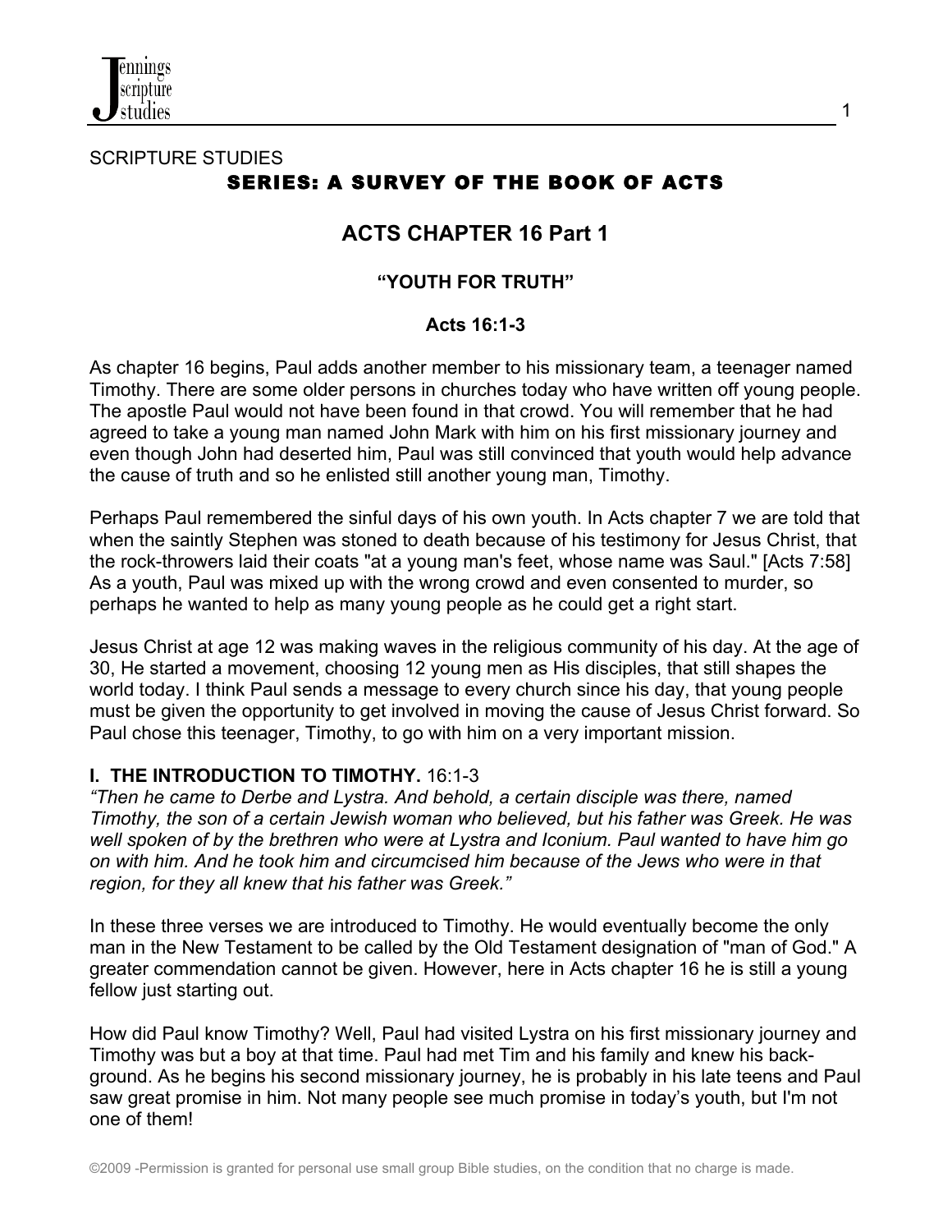SCRIPTURE STUDIES

# SERIES: A SURVEY OF THE BOOK OF ACTS

## ACTS CHAPTER 16 Part 1

### "YOUTH FOR TRUTH"

### Acts 16:1-3

As chapter 16 begins, Paul adds another member to his missionary team, a teenager named Timothy. There are some older persons in churches today who have written off young people. The apostle Paul would not have been found in that crowd. You will remember that he had agreed to take a young man named John Mark with him on his first missionary journey and even though John had deserted him, Paul was still convinced that youth would help advance the cause of truth and so he enlisted still another young man, Timothy.

Perhaps Paul remembered the sinful days of his own youth. In Acts chapter 7 we are told that when the saintly Stephen was stoned to death because of his testimony for Jesus Christ, that the rock-throwers laid their coats "at a young man's feet, whose name was Saul." [Acts 7:58] As a youth, Paul was mixed up with the wrong crowd and even consented to murder, so perhaps he wanted to help as many young people as he could get a right start.

Jesus Christ at age 12 was making waves in the religious community of his day. At the age of 30, He started a movement, choosing 12 young men as His disciples, that still shapes the world today. I think Paul sends a message to every church since his day, that young people must be given the opportunity to get involved in moving the cause of Jesus Christ forward. So Paul chose this teenager, Timothy, to go with him on a very important mission.

**I. THE INTRODUCTION TO TIMOTHY.** 16:1-3

*"Then he came to Derbe and Lystra. And behold, a certain disciple was there, named Timothy, the son of a certain Jewish woman who believed, but his father was Greek. He was well spoken of by the brethren who were at Lystra and Iconium. Paul wanted to have him go on with him. And he took him and circumcised him because of the Jews who were in that region, for they all knew that his father was Greek."*

In these three verses we are introduced to Timothy. He would eventually become the only man in the New Testament to be called by the Old Testament designation of "man of God." A greater commendation cannot be given. However, here in Acts chapter 16 he is still a young fellow just starting out.

How did Paul know Timothy? Well, Paul had visited Lystra on his first missionary journey and Timothy was but a boy at that time. Paul had met Tim and his family and knew his back-ground. As he begins his second missionary journey, he is probably in his late teens and Paul saw great promise in him. Not many people see much promise in today's youth, but I'm not one of them!

©2009 -Permission is granted for personal use small group Bible studies, on the condition that no charge is made.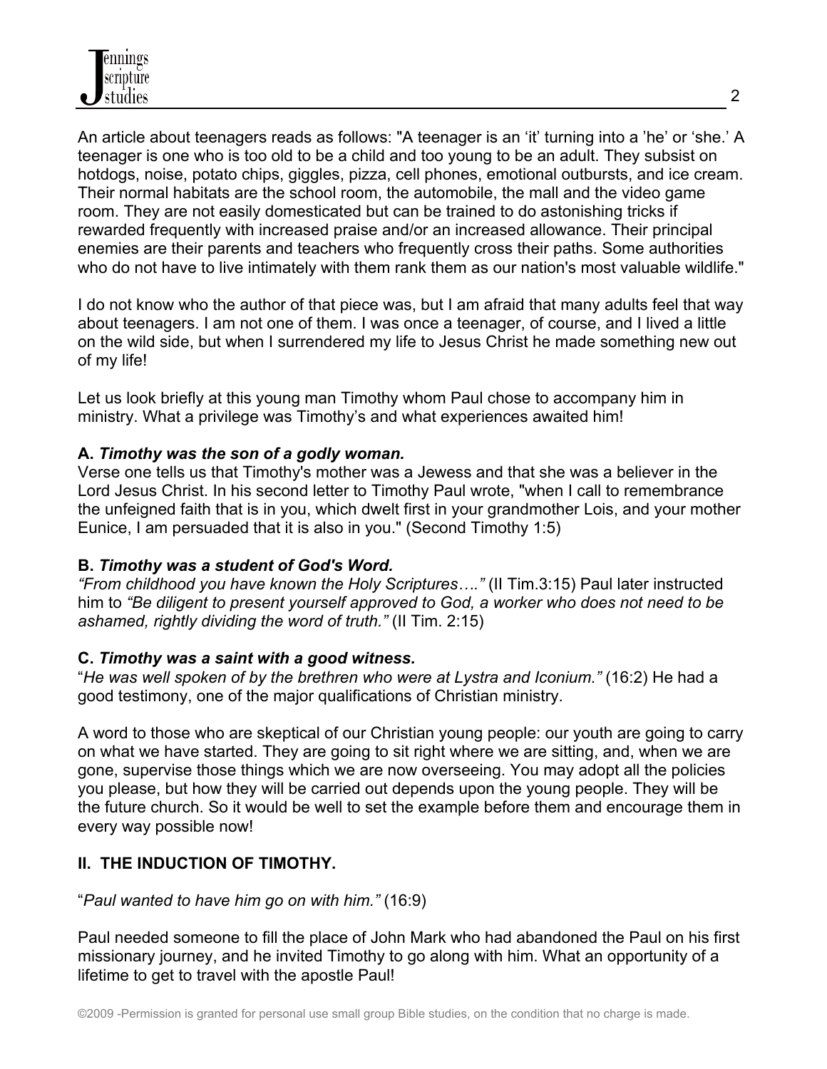An article about teenagers reads as follows: "A teenager is an 'it' turning into a 'he' or 'she.' A teenager is one who is too old to be a child and too young to be an adult. They subsist on hotdogs, noise, potato chips, giggles, pizza, cell phones, emotional outbursts, and ice cream. Their normal habitats are the school room, the automobile, the mall and the video game room. They are not easily domesticated but can be trained to do astonishing tricks if rewarded frequently with increased praise and/or an increased allowance. Their principal enemies are their parents and teachers who frequently cross their paths. Some authorities who do not have to live intimately with them rank them as our nation's most valuable wildlife."

I do not know who the author of that piece was, but I am afraid that many adults feel that way about teenagers. I am not one of them. I was once a teenager, of course, and I lived a little on the wild side, but when I surrendered my life to Jesus Christ he made something new out of my life!

Let us look briefly at this young man Timothy whom Paul chose to accompany him in ministry. What a privilege was Timothy's and what experiences awaited him!

**A. *Timothy was the son of a godly woman.***
Verse one tells us that Timothy's mother was a Jewess and that she was a believer in the Lord Jesus Christ. In his second letter to Timothy Paul wrote, "when I call to remembrance the unfeigned faith that is in you, which dwelt first in your grandmother Lois, and your mother Eunice, I am persuaded that it is also in you." (Second Timothy 1:5)

**B. *Timothy was a student of God's Word.***
*"From childhood you have known the Holy Scriptures…."* (II Tim.3:15) Paul later instructed him to *"Be diligent to present yourself approved to God, a worker who does not need to be ashamed, rightly dividing the word of truth."* (II Tim. 2:15)

**C. *Timothy was a saint with a good witness.***
"*He was well spoken of by the brethren who were at Lystra and Iconium."* (16:2) He had a good testimony, one of the major qualifications of Christian ministry.

A word to those who are skeptical of our Christian young people: our youth are going to carry on what we have started. They are going to sit right where we are sitting, and, when we are gone, supervise those things which we are now overseeing. You may adopt all the policies you please, but how they will be carried out depends upon the young people. They will be the future church. So it would be well to set the example before them and encourage them in every way possible now!

## II. THE INDUCTION OF TIMOTHY.

"*Paul wanted to have him go on with him."* (16:9)

Paul needed someone to fill the place of John Mark who had abandoned the Paul on his first missionary journey, and he invited Timothy to go along with him. What an opportunity of a lifetime to get to travel with the apostle Paul!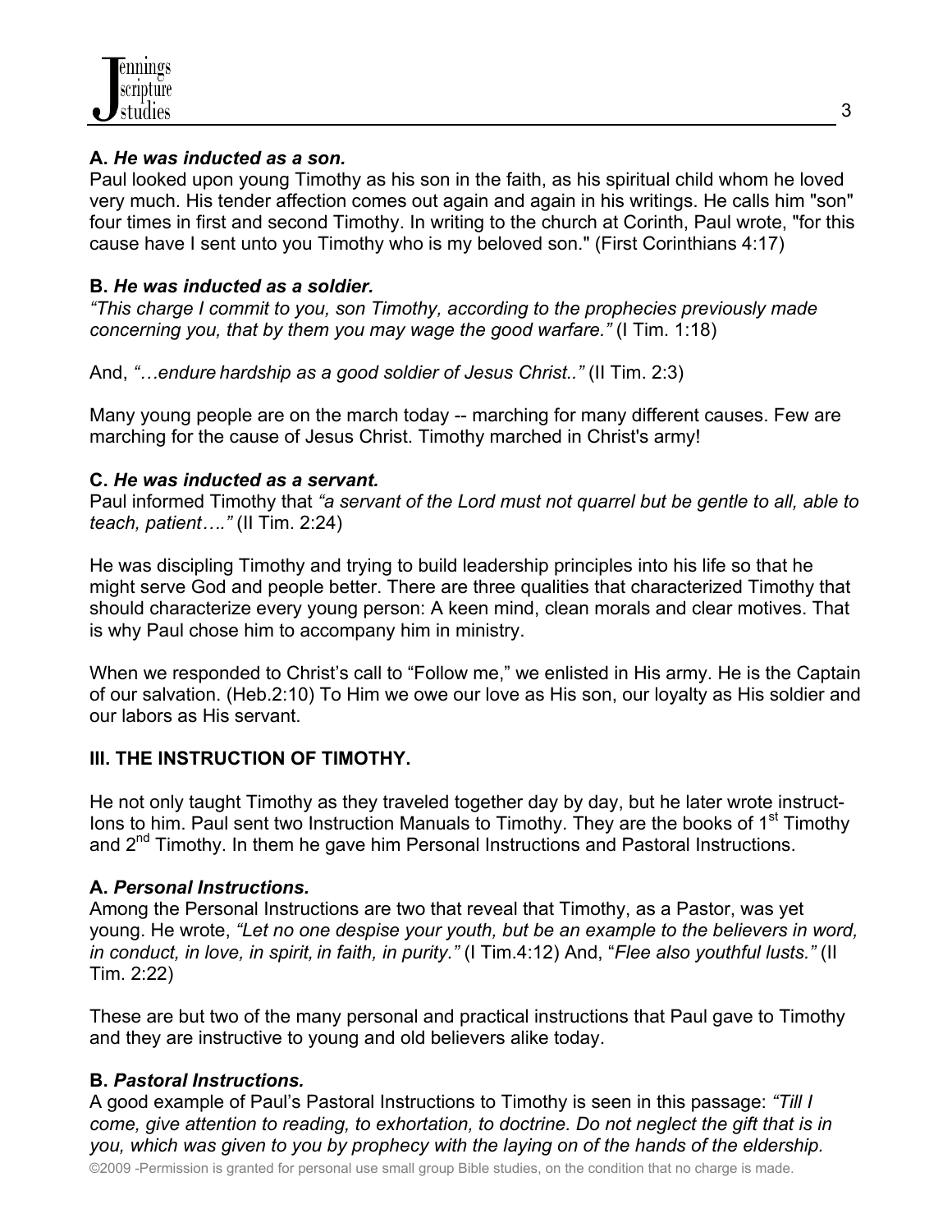**A.** ***He was inducted as a son.***
Paul looked upon young Timothy as his son in the faith, as his spiritual child whom he loved very much. His tender affection comes out again and again in his writings. He calls him "son" four times in first and second Timothy. In writing to the church at Corinth, Paul wrote, "for this cause have I sent unto you Timothy who is my beloved son." (First Corinthians 4:17)

**B.** ***He was inducted as a soldier.***
*"This charge I commit to you, son Timothy, according to the prophecies previously made concerning you, that by them you may wage the good warfare."* (I Tim. 1:18)

And, *"…endure hardship as a good soldier of Jesus Christ.."* (II Tim. 2:3)

Many young people are on the march today -- marching for many different causes. Few are marching for the cause of Jesus Christ. Timothy marched in Christ's army!

**C.** ***He was inducted as a servant.***
Paul informed Timothy that *"a servant of the Lord must not quarrel but be gentle to all, able to teach, patient…."* (II Tim. 2:24)

He was discipling Timothy and trying to build leadership principles into his life so that he might serve God and people better. There are three qualities that characterized Timothy that should characterize every young person: A keen mind, clean morals and clear motives. That is why Paul chose him to accompany him in ministry.

When we responded to Christ's call to "Follow me," we enlisted in His army. He is the Captain of our salvation. (Heb.2:10) To Him we owe our love as His son, our loyalty as His soldier and our labors as His servant.

## III. THE INSTRUCTION OF TIMOTHY.

He not only taught Timothy as they traveled together day by day, but he later wrote instruct-Ions to him. Paul sent two Instruction Manuals to Timothy. They are the books of 1st Timothy and 2nd Timothy. In them he gave him Personal Instructions and Pastoral Instructions.

**A.** ***Personal Instructions.***
Among the Personal Instructions are two that reveal that Timothy, as a Pastor, was yet young. He wrote, *"Let no one despise your youth, but be an example to the believers in word, in conduct, in love, in spirit, in faith, in purity."* (I Tim.4:12) And, "*Flee also youthful lusts."* (II Tim. 2:22)

These are but two of the many personal and practical instructions that Paul gave to Timothy and they are instructive to young and old believers alike today.

**B.** ***Pastoral Instructions.***
A good example of Paul's Pastoral Instructions to Timothy is seen in this passage: *"Till I come, give attention to reading, to exhortation, to doctrine. Do not neglect the gift that is in you, which was given to you by prophecy with the laying on of the hands of the eldership.*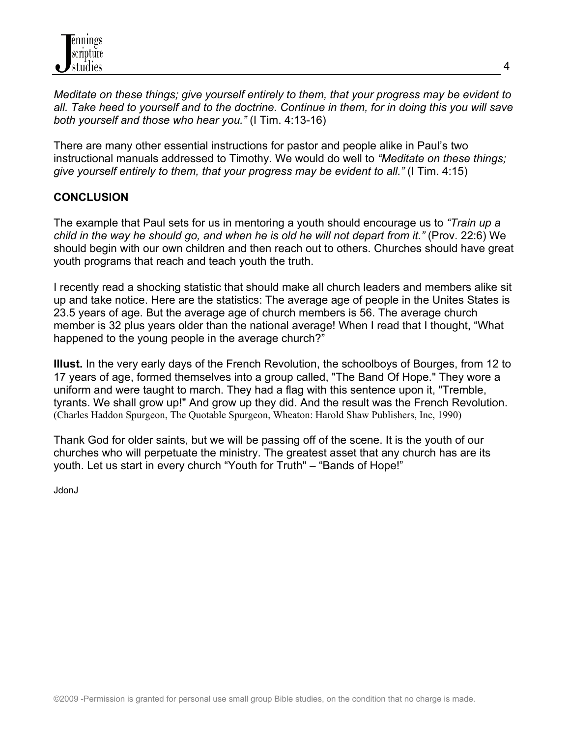*Meditate on these things; give yourself entirely to them, that your progress may be evident to all. Take heed to yourself and to the doctrine. Continue in them, for in doing this you will save both yourself and those who hear you."* (I Tim. 4:13-16)

There are many other essential instructions for pastor and people alike in Paul's two instructional manuals addressed to Timothy. We would do well to *"Meditate on these things; give yourself entirely to them, that your progress may be evident to all."* (I Tim. 4:15)

## CONCLUSION

The example that Paul sets for us in mentoring a youth should encourage us to *"Train up a child in the way he should go, and when he is old he will not depart from it."* (Prov. 22:6) We should begin with our own children and then reach out to others. Churches should have great youth programs that reach and teach youth the truth.

I recently read a shocking statistic that should make all church leaders and members alike sit up and take notice. Here are the statistics: The average age of people in the Unites States is 23.5 years of age. But the average age of church members is 56. The average church member is 32 plus years older than the national average! When I read that I thought, "What happened to the young people in the average church?"

**Illust.** In the very early days of the French Revolution, the schoolboys of Bourges, from 12 to 17 years of age, formed themselves into a group called, "The Band Of Hope." They wore a uniform and were taught to march. They had a flag with this sentence upon it, "Tremble, tyrants. We shall grow up!" And grow up they did. And the result was the French Revolution. (Charles Haddon Spurgeon, The Quotable Spurgeon, Wheaton: Harold Shaw Publishers, Inc, 1990)

Thank God for older saints, but we will be passing off of the scene. It is the youth of our churches who will perpetuate the ministry. The greatest asset that any church has are its youth. Let us start in every church "Youth for Truth" – "Bands of Hope!"

JdonJ

©2009 -Permission is granted for personal use small group Bible studies, on the condition that no charge is made.